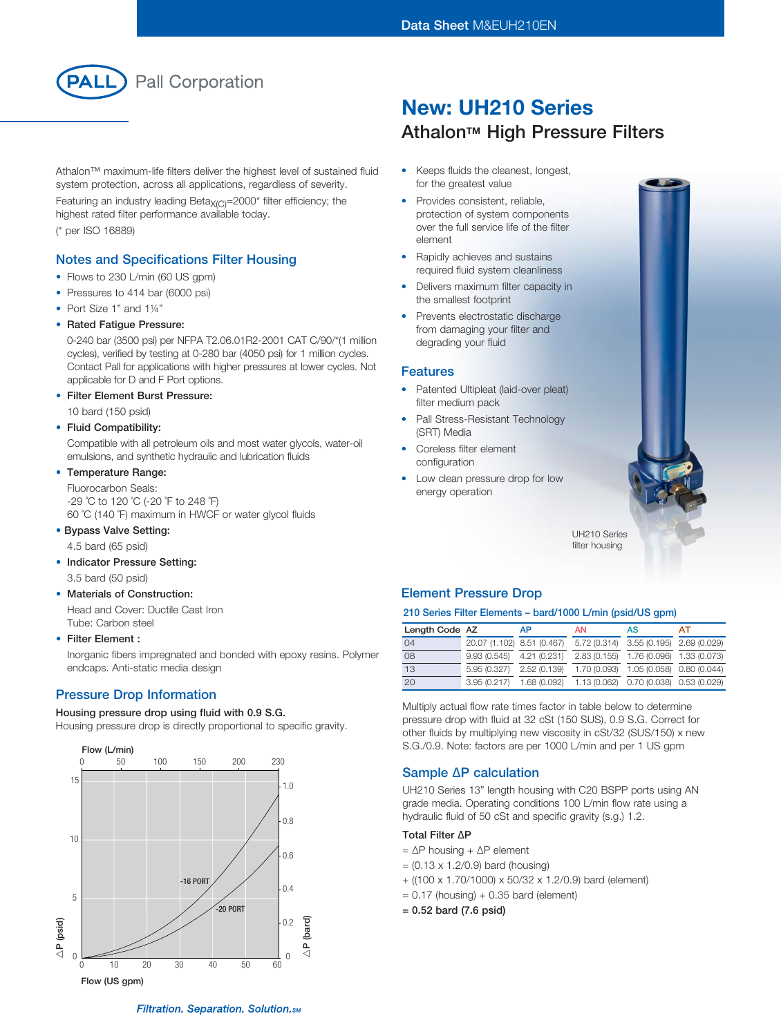Data Sheet M&EUH210EN

Pall Corporation

# New: UH210 Series

## Athalon™ High Pressure Filters

Athalon™ maximum-life filters deliver the highest level of sustained fluid system protection, across all applications, regardless of severity.

Featuring an industry leading Beta$_{X(C)}$=2000* filter efficiency; the highest rated filter performance available today.

(* per ISO 16889)

- Keeps fluids the cleanest, longest, for the greatest value
- Provides consistent, reliable, protection of system components over the full service life of the filter element
- Rapidly achieves and sustains required fluid system cleanliness
- Delivers maximum filter capacity in the smallest footprint
- Prevents electrostatic discharge from damaging your filter and degrading your fluid

### Notes and Specifications Filter Housing

- Flows to 230 L/min (60 US gpm)
- Pressures to 414 bar (6000 psi)
- Port Size 1" and 1¼"
- **Rated Fatigue Pressure:**
  0-240 bar (3500 psi) per NFPA T2.06.01R2-2001 CAT C/90/*(1 million cycles), verified by testing at 0-280 bar (4050 psi) for 1 million cycles. Contact Pall for applications with higher pressures at lower cycles. Not applicable for D and F Port options.
- **Filter Element Burst Pressure:**
  10 bard (150 psid)
- **Fluid Compatibility:**
  Compatible with all petroleum oils and most water glycols, water-oil emulsions, and synthetic hydraulic and lubrication fluids
- **Temperature Range:**
  Fluorocarbon Seals:
  -29 °C to 120 °C (-20 °F to 248 °F)
  60 °C (140 °F) maximum in HWCF or water glycol fluids
- **Bypass Valve Setting:**
  4.5 bard (65 psid)
- **Indicator Pressure Setting:**
  3.5 bard (50 psid)
- **Materials of Construction:**
  Head and Cover: Ductile Cast Iron
  Tube: Carbon steel
- **Filter Element :**
  Inorganic fibers impregnated and bonded with epoxy resins. Polymer endcaps. Anti-static media design

### Features

- Patented Ultipleat (laid-over pleat) filter medium pack
- Pall Stress-Resistant Technology (SRT) Media
- Coreless filter element configuration
- Low clean pressure drop for low energy operation

UH210 Series filter housing

### Pressure Drop Information

**Housing pressure drop using fluid with 0.9 S.G.**

Housing pressure drop is directly proportional to specific gravity.

Flow (L/min): 0, 50, 100, 150, 200, 230

ΔP (psid): 0, 5, 10, 15 — ΔP (bard): 0, 0.2, 0.4, 0.6, 0.8, 1.0

Curves: -16 PORT, -20 PORT

Flow (US gpm): 0, 10, 20, 30, 40, 50, 60

### Element Pressure Drop

**210 Series Filter Elements – bard/1000 L/min (psid/US gpm)**

| Length Code | AZ | AP | AN | AS | AT |
|---|---|---|---|---|---|
| 04 | 20.07 (1.102) | 8.51 (0.467) | 5.72 (0.314) | 3.55 (0.195) | 2.69 (0.029) |
| 08 | 9.93 (0.545) | 4.21 (0.231) | 2.83 (0.155) | 1.76 (0.096) | 1.33 (0.073) |
| 13 | 5.95 (0.327) | 2.52 (0.139) | 1.70 (0.093) | 1.05 (0.058) | 0.80 (0.044) |
| 20 | 3.95 (0.217) | 1.68 (0.092) | 1.13 (0.062) | 0.70 (0.038) | 0.53 (0.029) |

Multiply actual flow rate times factor in table below to determine pressure drop with fluid at 32 cSt (150 SUS), 0.9 S.G. Correct for other fluids by multiplying new viscosity in cSt/32 (SUS/150) x new S.G./0.9. Note: factors are per 1000 L/min and per 1 US gpm

### Sample ΔP calculation

UH210 Series 13" length housing with C20 BSPP ports using AN grade media. Operating conditions 100 L/min flow rate using a hydraulic fluid of 50 cSt and specific gravity (s.g.) 1.2.

**Total Filter ΔP**

= ΔP housing + ΔP element

= (0.13 x 1.2/0.9) bard (housing)

+ ((100 x 1.70/1000) x 50/32 x 1.2/0.9) bard (element)

= 0.17 (housing) + 0.35 bard (element)

**= 0.52 bard (7.6 psid)**

*Filtration. Separation. Solution.SM*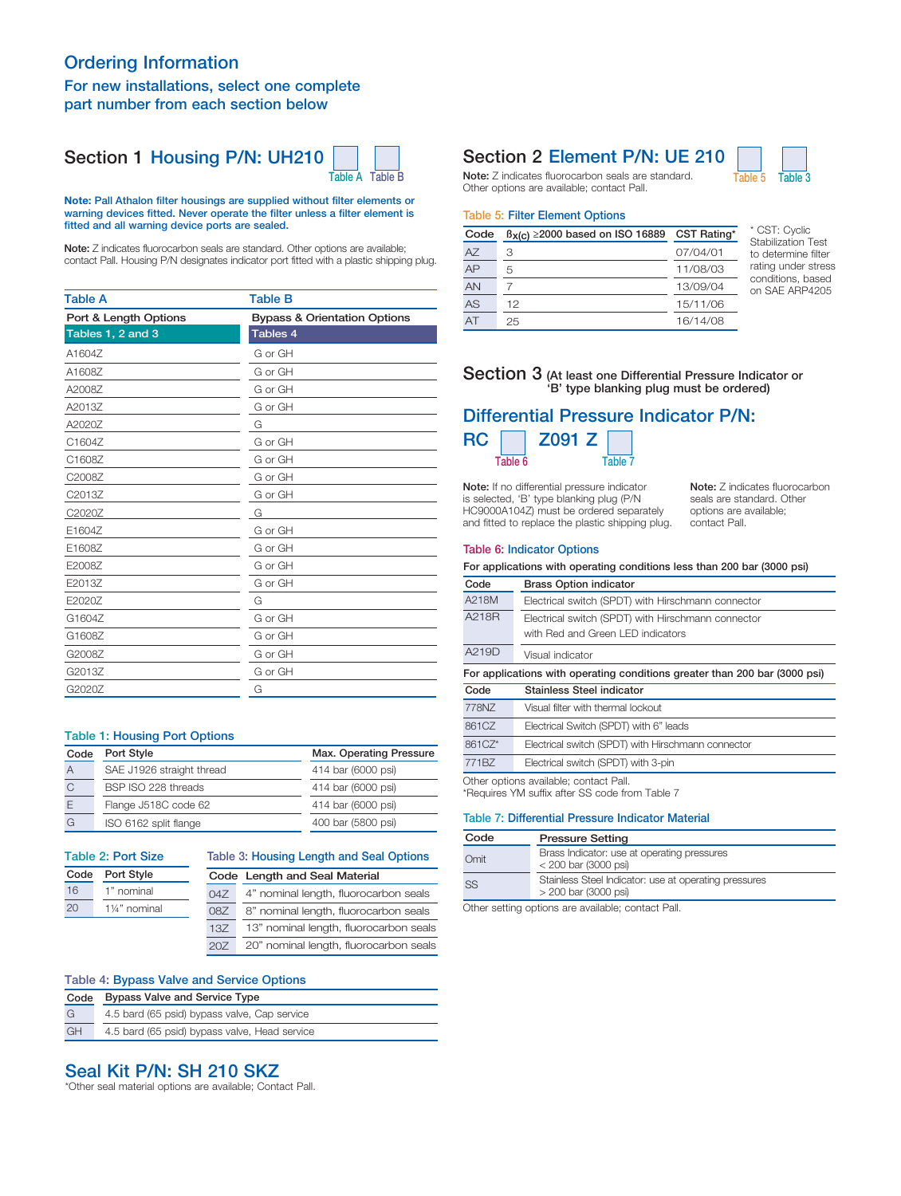# Ordering Information

## For new installations, select one complete part number from each section below

## Section 1 Housing P/N: UH210 [Table A] [Table B]

**Note: Pall Athalon filter housings are supplied without filter elements or warning devices fitted. Never operate the filter unless a filter element is fitted and all warning device ports are sealed.**

**Note:** Z indicates fluorocarbon seals are standard. Other options are available; contact Pall. Housing P/N designates indicator port fitted with a plastic shipping plug.

| Table A | Table B |
|---|---|
| Port & Length Options | Bypass & Orientation Options |
| Tables 1, 2 and 3 | Tables 4 |
| A1604Z | G or GH |
| A1608Z | G or GH |
| A2008Z | G or GH |
| A2013Z | G or GH |
| A2020Z | G |
| C1604Z | G or GH |
| C1608Z | G or GH |
| C2008Z | G or GH |
| C2013Z | G or GH |
| C2020Z | G |
| E1604Z | G or GH |
| E1608Z | G or GH |
| E2008Z | G or GH |
| E2013Z | G or GH |
| E2020Z | G |
| G1604Z | G or GH |
| G1608Z | G or GH |
| G2008Z | G or GH |
| G2013Z | G or GH |
| G2020Z | G |

### Table 1: Housing Port Options

| Code | Port Style | Max. Operating Pressure |
|---|---|---|
| A | SAE J1926 straight thread | 414 bar (6000 psi) |
| C | BSP ISO 228 threads | 414 bar (6000 psi) |
| E | Flange J518C code 62 | 414 bar (6000 psi) |
| G | ISO 6162 split flange | 400 bar (5800 psi) |

### Table 2: Port Size

| Code | Port Style |
|---|---|
| 16 | 1" nominal |
| 20 | 1¼" nominal |

### Table 3: Housing Length and Seal Options

| Code | Length and Seal Material |
|---|---|
| 04Z | 4" nominal length, fluorocarbon seals |
| 08Z | 8" nominal length, fluorocarbon seals |
| 13Z | 13" nominal length, fluorocarbon seals |
| 20Z | 20" nominal length, fluorocarbon seals |

### Table 4: Bypass Valve and Service Options

| Code | Bypass Valve and Service Type |
|---|---|
| G | 4.5 bard (65 psid) bypass valve, Cap service |
| GH | 4.5 bard (65 psid) bypass valve, Head service |

## Seal Kit P/N: SH 210 SKZ

*Other seal material options are available; Contact Pall.

## Section 2 Element P/N: UE 210 [Table 5] [Table 3]

**Note:** Z indicates fluorocarbon seals are standard. Other options are available; contact Pall.

### Table 5: Filter Element Options

| Code | $\beta_{x(c)} \geq 2000$ based on ISO 16889 | CST Rating* |
|---|---|---|
| AZ | 3 | 07/04/01 |
| AP | 5 | 11/08/03 |
| AN | 7 | 13/09/04 |
| AS | 12 | 15/11/06 |
| AT | 25 | 16/14/08 |

* CST: Cyclic Stabilization Test to determine filter rating under stress conditions, based on SAE ARP4205

## Section 3 (At least one Differential Pressure Indicator or 'B' type blanking plug must be ordered)

## Differential Pressure Indicator P/N: RC [Table 6] Z091 Z [Table 7]

**Note:** If no differential pressure indicator is selected, 'B' type blanking plug (P/N HC9000A104Z) must be ordered separately and fitted to replace the plastic shipping plug.

**Note:** Z indicates fluorocarbon seals are standard. Other options are available; contact Pall.

### Table 6: Indicator Options

**For applications with operating conditions less than 200 bar (3000 psi)**

| Code | Brass Option indicator |
|---|---|
| A218M | Electrical switch (SPDT) with Hirschmann connector |
| A218R | Electrical switch (SPDT) with Hirschmann connector with Red and Green LED indicators |
| A219D | Visual indicator |

**For applications with operating conditions greater than 200 bar (3000 psi)**

| Code | Stainless Steel indicator |
|---|---|
| 778NZ | Visual filter with thermal lockout |
| 861CZ | Electrical Switch (SPDT) with 6" leads |
| 861CZ* | Electrical switch (SPDT) with Hirschmann connector |
| 771BZ | Electrical switch (SPDT) with 3-pin |

Other options available; contact Pall.
*Requires YM suffix after SS code from Table 7

### Table 7: Differential Pressure Indicator Material

| Code | Pressure Setting |
|---|---|
| Omit | Brass Indicator: use at operating pressures < 200 bar (3000 psi) |
| SS | Stainless Steel Indicator: use at operating pressures > 200 bar (3000 psi) |

Other setting options are available; contact Pall.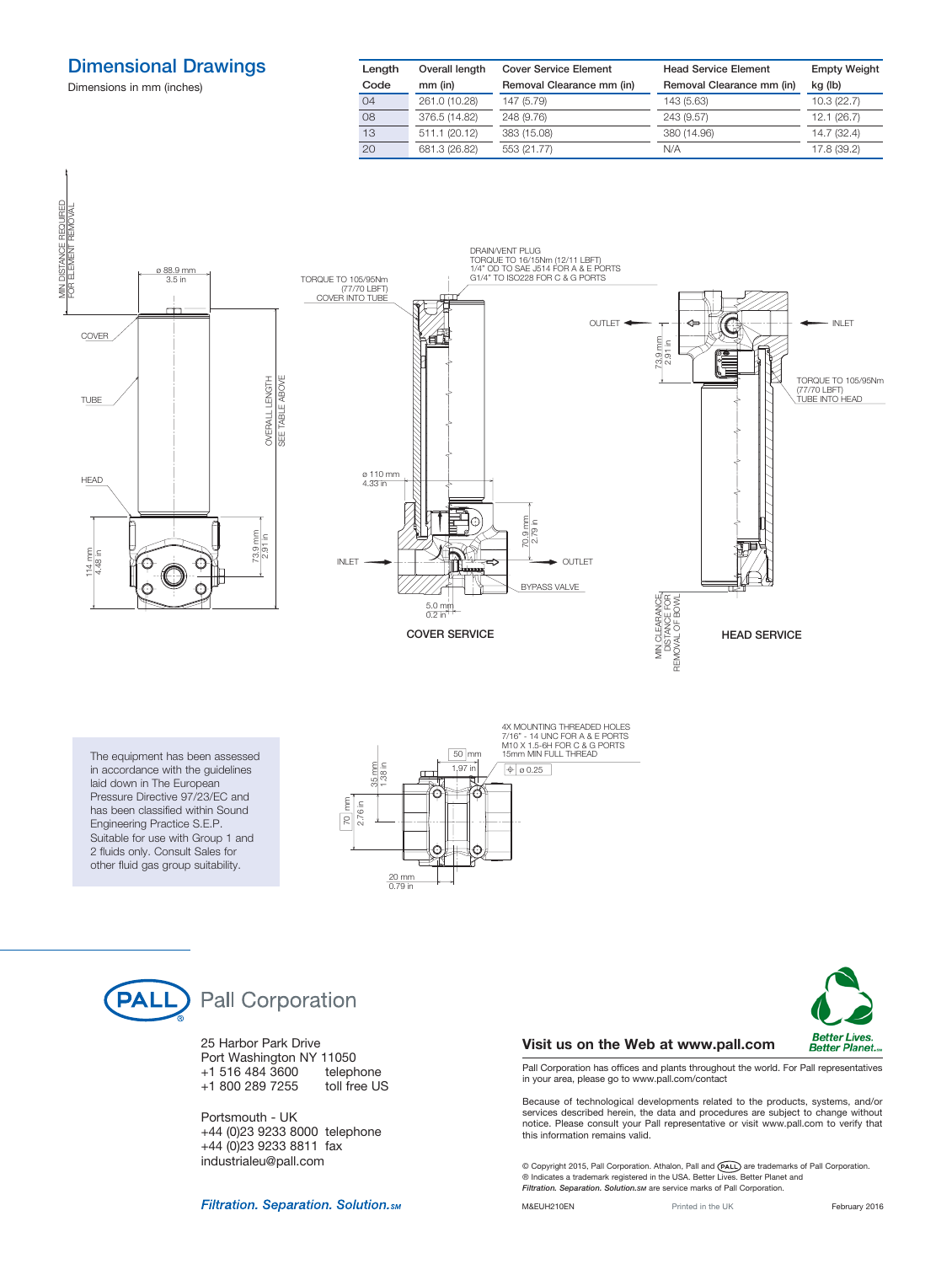## Dimensional Drawings

Dimensions in mm (inches)

| Length Code | Overall length mm (in) | Cover Service Element Removal Clearance mm (in) | Head Service Element Removal Clearance mm (in) | Empty Weight kg (lb) |
|---|---|---|---|---|
| 04 | 261.0 (10.28) | 147 (5.79) | 143 (5.63) | 10.3 (22.7) |
| 08 | 376.5 (14.82) | 248 (9.76) | 243 (9.57) | 12.1 (26.7) |
| 13 | 511.1 (20.12) | 383 (15.08) | 380 (14.96) | 14.7 (32.4) |
| 20 | 681.3 (26.82) | 553 (21.77) | N/A | 17.8 (39.2) |

MIN DISTANCE REQUIRED FOR ELEMENT REMOVAL

ø 88.9 mm
3.5 in

COVER

TUBE

HEAD

114 mm
4.48 in

73.9 mm
2.91 in

OVERALL LENGTH SEE TABLE ABOVE

TORQUE TO 105/95Nm (77/70 LBFT) COVER INTO TUBE

DRAIN/VENT PLUG
TORQUE TO 16/15Nm (12/11 LBFT)
1/4" OD TO SAE J514 FOR A & E PORTS
G1/4" TO ISO228 FOR C & G PORTS

OUTLET

ø 110 mm
4.33 in

70.9 mm
2.79 in

INLET

OUTLET

BYPASS VALVE

5.0 mm
0.2 in

COVER SERVICE

OUTLET

INLET

73.9 mm
2.91 in

TORQUE TO 105/95Nm (77/70 LBFT) TUBE INTO HEAD

MIN CLEARANCE DISTANCE FOR REMOVAL OF BOWL

HEAD SERVICE

The equipment has been assessed in accordance with the guidelines laid down in The European Pressure Directive 97/23/EC and has been classified within Sound Engineering Practice S.E.P. Suitable for use with Group 1 and 2 fluids only. Consult Sales for other fluid gas group suitability.

4X MOUNTING THREADED HOLES
7/16" - 14 UNC FOR A & E PORTS
M10 X 1.5-6H FOR C & G PORTS
15mm MIN FULL THREAD

50 mm
1.97 in

ø 0.25

35 mm
1.38 in

70 mm
2.76 in

20 mm
0.79 in

**Pall Corporation**

25 Harbor Park Drive
Port Washington NY 11050
+1 516 484 3600 telephone
+1 800 289 7255 toll free US

Portsmouth - UK
+44 (0)23 9233 8000 telephone
+44 (0)23 9233 8811 fax
industrialeu@pall.com

*Filtration. Separation. Solution.SM*

**Visit us on the Web at www.pall.com**

*Better Lives. Better Planet.SM*

Pall Corporation has offices and plants throughout the world. For Pall representatives in your area, please go to www.pall.com/contact

Because of technological developments related to the products, systems, and/or services described herein, the data and procedures are subject to change without notice. Please consult your Pall representative or visit www.pall.com to verify that this information remains valid.

© Copyright 2015, Pall Corporation. Athalon, Pall and (PALL) are trademarks of Pall Corporation.
® Indicates a trademark registered in the USA. Better Lives. Better Planet and *Filtration. Separation. Solution.SM* are service marks of Pall Corporation.

M&EUH210EN Printed in the UK February 2016